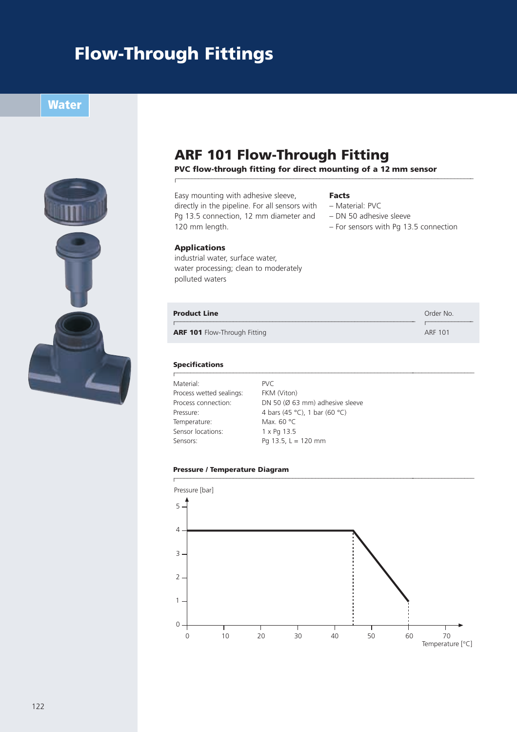# Flow-Through Fittings

Water

## ARF 101 Flow-Through Fitting

**PVC flow-through fitting for direct mounting of a 12 mm sensor**

Easy mounting with adhesive sleeve, directly in the pipeline. For all sensors with Pg 13.5 connection, 12 mm diameter and 120 mm length.

### Applications

industrial water, surface water, water processing; clean to moderately polluted waters

### Facts

- Material: PVC
- DN 50 adhesive sleeve
- For sensors with Pg 13.5 connection

| Product Line | Order No. |
|---|---|
| **ARF 101** Flow-Through Fitting | ARF 101 |

### Specifications

| | |
|---|---|
| Material: | PVC |
| Process wetted sealings: | FKM (Viton) |
| Process connection: | DN 50 (Ø 63 mm) adhesive sleeve |
| Pressure: | 4 bars (45 °C), 1 bar (60 °C) |
| Temperature: | Max. 60 °C |
| Sensor locations: | 1 x Pg 13.5 |
| Sensors: | Pg 13.5, L = 120 mm |

### Pressure / Temperature Diagram

Pressure [bar]

Temperature [°C]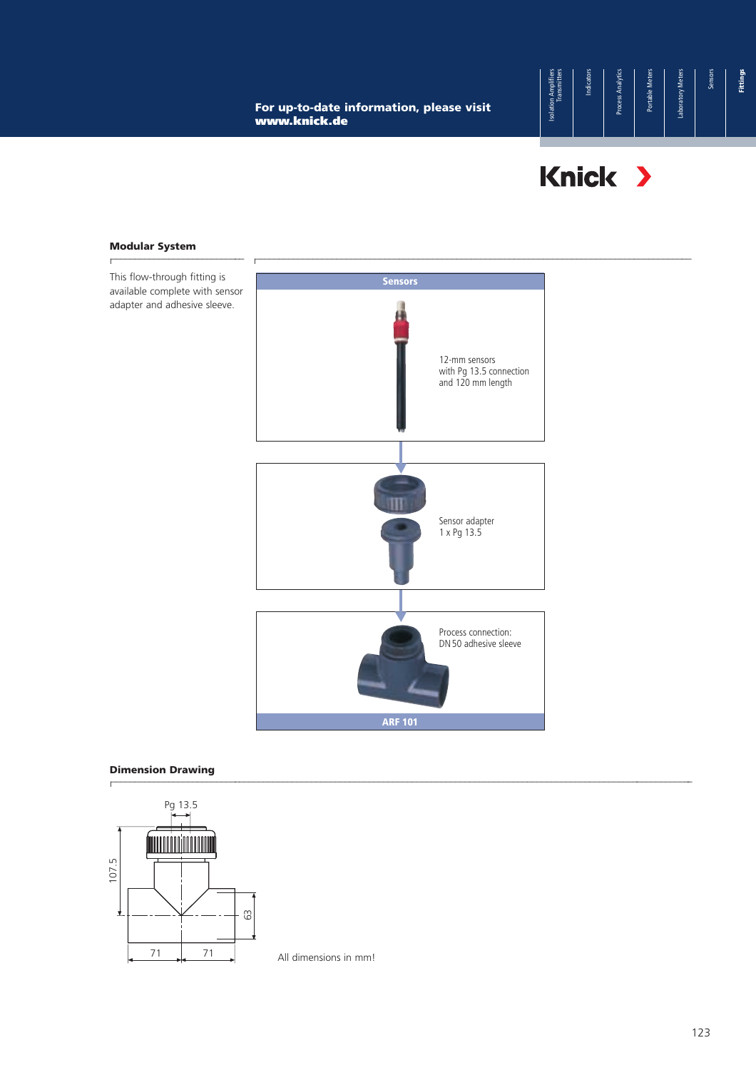For up-to-date information, please visit
www.knick.de

## Modular System

This flow-through fitting is available complete with sensor adapter and adhesive sleeve.

**Sensors**

12-mm sensors
with Pg 13.5 connection
and 120 mm length

Sensor adapter
1 x Pg 13.5

Process connection:
DN 50 adhesive sleeve

**ARF 101**

## Dimension Drawing

Pg 13.5

107.5

63

71

71

All dimensions in mm!